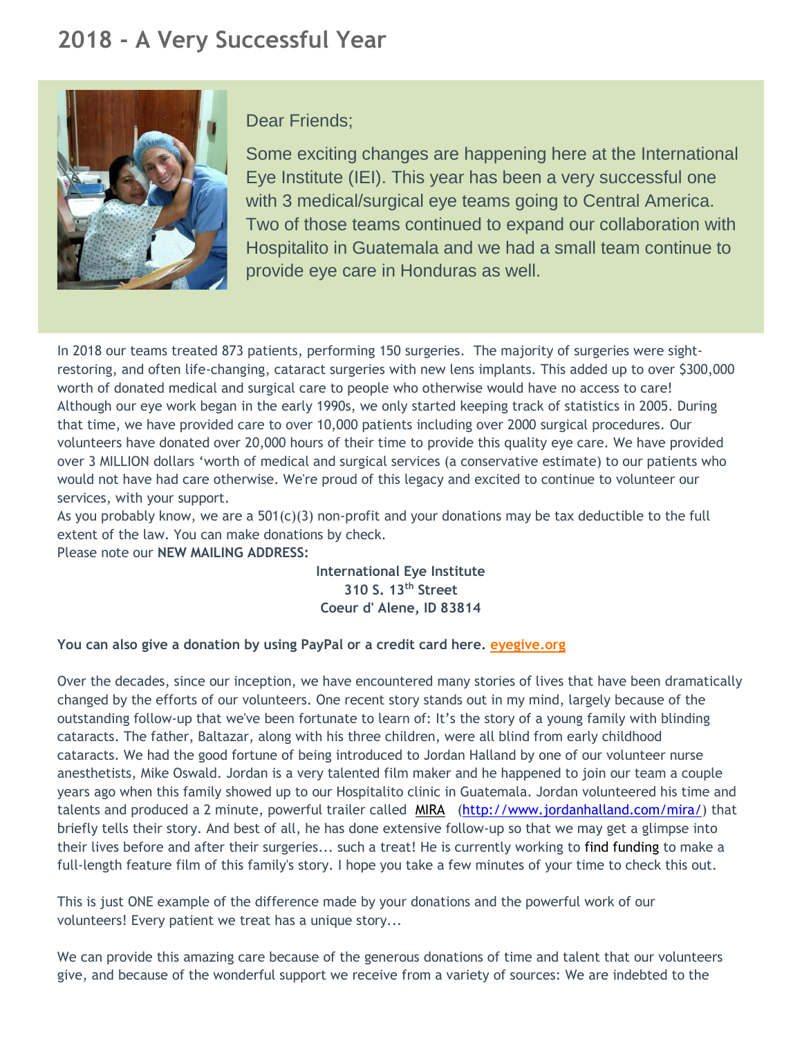# 2018 - A Very Successful Year

Dear Friends;

Some exciting changes are happening here at the International Eye Institute (IEI). This year has been a very successful one with 3 medical/surgical eye teams going to Central America. Two of those teams continued to expand our collaboration with Hospitalito in Guatemala and we had a small team continue to provide eye care in Honduras as well.

In 2018 our teams treated 873 patients, performing 150 surgeries. The majority of surgeries were sight-restoring, and often life-changing, cataract surgeries with new lens implants. This added up to over $300,000 worth of donated medical and surgical care to people who otherwise would have no access to care! Although our eye work began in the early 1990s, we only started keeping track of statistics in 2005. During that time, we have provided care to over 10,000 patients including over 2000 surgical procedures. Our volunteers have donated over 20,000 hours of their time to provide this quality eye care. We have provided over 3 MILLION dollars 'worth of medical and surgical services (a conservative estimate) to our patients who would not have had care otherwise. We're proud of this legacy and excited to continue to volunteer our services, with your support.

As you probably know, we are a 501(c)(3) non-profit and your donations may be tax deductible to the full extent of the law. You can make donations by check.

Please note our **NEW MAILING ADDRESS:**

**International Eye Institute**
**310 S. 13th Street**
**Coeur d' Alene, ID 83814**

**You can also give a donation by using PayPal or a credit card here. eyegive.org**

Over the decades, since our inception, we have encountered many stories of lives that have been dramatically changed by the efforts of our volunteers. One recent story stands out in my mind, largely because of the outstanding follow-up that we've been fortunate to learn of: It's the story of a young family with blinding cataracts. The father, Baltazar, along with his three children, were all blind from early childhood cataracts. We had the good fortune of being introduced to Jordan Halland by one of our volunteer nurse anesthetists, Mike Oswald. Jordan is a very talented film maker and he happened to join our team a couple years ago when this family showed up to our Hospitalito clinic in Guatemala. Jordan volunteered his time and talents and produced a 2 minute, powerful trailer called MIRA (http://www.jordanhalland.com/mira/) that briefly tells their story. And best of all, he has done extensive follow-up so that we may get a glimpse into their lives before and after their surgeries... such a treat! He is currently working to find funding to make a full-length feature film of this family's story. I hope you take a few minutes of your time to check this out.

This is just ONE example of the difference made by your donations and the powerful work of our volunteers! Every patient we treat has a unique story...

We can provide this amazing care because of the generous donations of time and talent that our volunteers give, and because of the wonderful support we receive from a variety of sources: We are indebted to the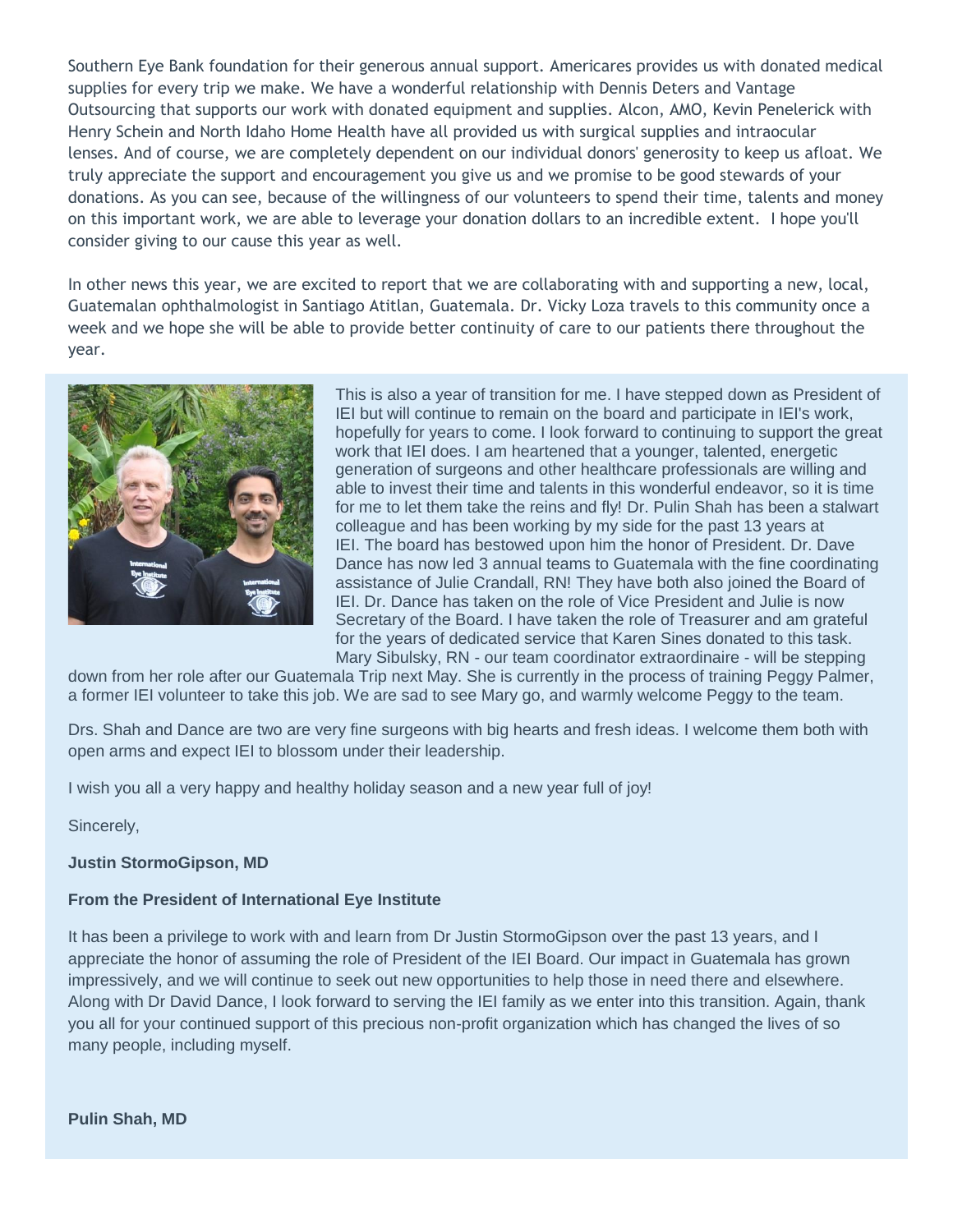Southern Eye Bank foundation for their generous annual support. Americares provides us with donated medical supplies for every trip we make. We have a wonderful relationship with Dennis Deters and Vantage Outsourcing that supports our work with donated equipment and supplies. Alcon, AMO, Kevin Penelerick with Henry Schein and North Idaho Home Health have all provided us with surgical supplies and intraocular lenses. And of course, we are completely dependent on our individual donors' generosity to keep us afloat. We truly appreciate the support and encouragement you give us and we promise to be good stewards of your donations. As you can see, because of the willingness of our volunteers to spend their time, talents and money on this important work, we are able to leverage your donation dollars to an incredible extent. I hope you'll consider giving to our cause this year as well.

In other news this year, we are excited to report that we are collaborating with and supporting a new, local, Guatemalan ophthalmologist in Santiago Atitlan, Guatemala. Dr. Vicky Loza travels to this community once a week and we hope she will be able to provide better continuity of care to our patients there throughout the year.

This is also a year of transition for me. I have stepped down as President of IEI but will continue to remain on the board and participate in IEI's work, hopefully for years to come. I look forward to continuing to support the great work that IEI does. I am heartened that a younger, talented, energetic generation of surgeons and other healthcare professionals are willing and able to invest their time and talents in this wonderful endeavor, so it is time for me to let them take the reins and fly! Dr. Pulin Shah has been a stalwart colleague and has been working by my side for the past 13 years at IEI. The board has bestowed upon him the honor of President. Dr. Dave Dance has now led 3 annual teams to Guatemala with the fine coordinating assistance of Julie Crandall, RN! They have both also joined the Board of IEI. Dr. Dance has taken on the role of Vice President and Julie is now Secretary of the Board. I have taken the role of Treasurer and am grateful for the years of dedicated service that Karen Sines donated to this task. Mary Sibulsky, RN - our team coordinator extraordinaire - will be stepping down from her role after our Guatemala Trip next May. She is currently in the process of training Peggy Palmer, a former IEI volunteer to take this job. We are sad to see Mary go, and warmly welcome Peggy to the team.

Drs. Shah and Dance are two are very fine surgeons with big hearts and fresh ideas. I welcome them both with open arms and expect IEI to blossom under their leadership.

I wish you all a very happy and healthy holiday season and a new year full of joy!

Sincerely,

**Justin StormoGipson, MD**

**From the President of International Eye Institute**

It has been a privilege to work with and learn from Dr Justin StormoGipson over the past 13 years, and I appreciate the honor of assuming the role of President of the IEI Board. Our impact in Guatemala has grown impressively, and we will continue to seek out new opportunities to help those in need there and elsewhere. Along with Dr David Dance, I look forward to serving the IEI family as we enter into this transition. Again, thank you all for your continued support of this precious non-profit organization which has changed the lives of so many people, including myself.

**Pulin Shah, MD**